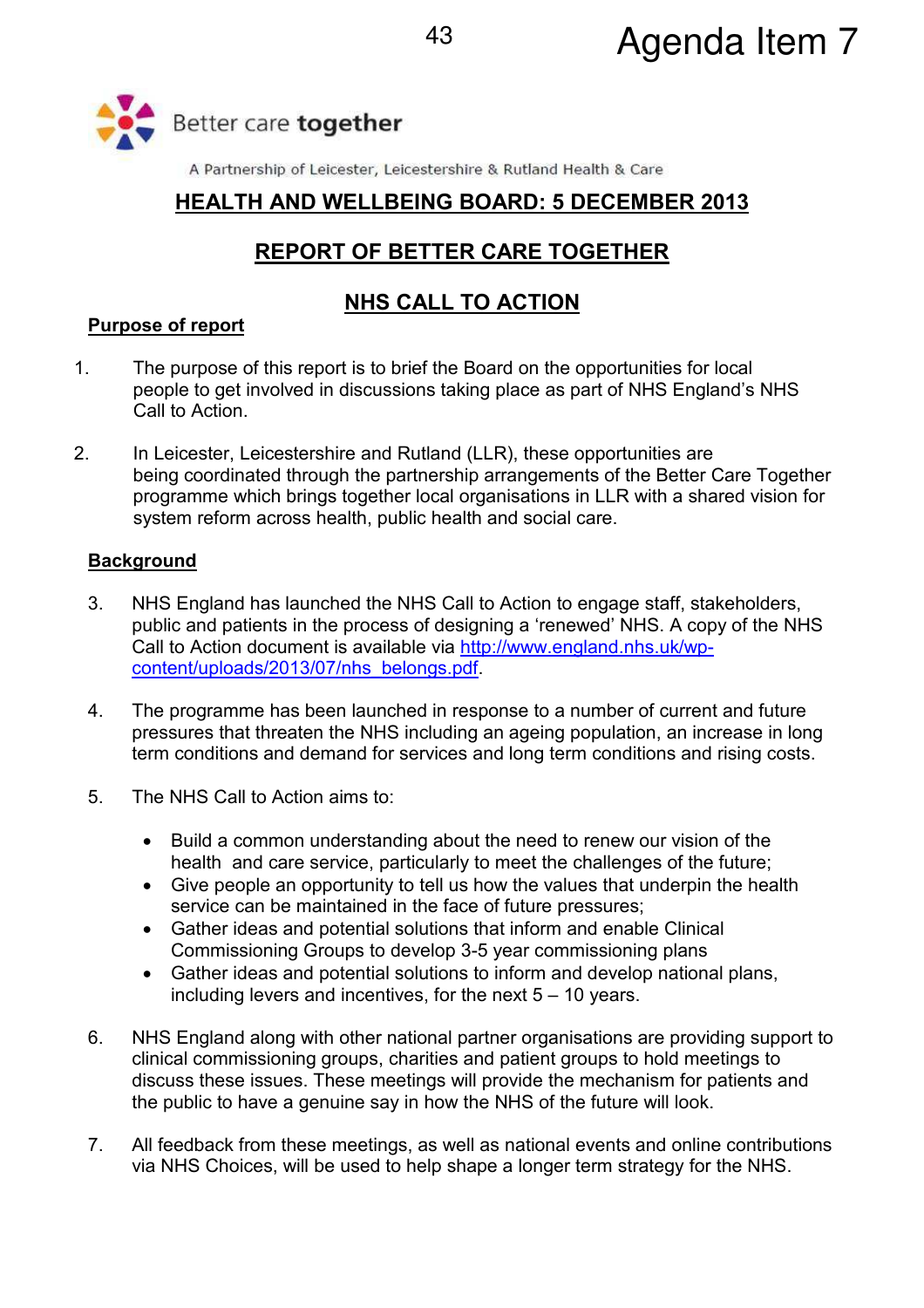Agenda Item 7

Better care **together**

A Partnership of Leicester, Leicestershire & Rutland Health & Care

# HEALTH AND WELLBEING BOARD: 5 DECEMBER 2013

# REPORT OF BETTER CARE TOGETHER

# NHS CALL TO ACTION

## Purpose of report

1. The purpose of this report is to brief the Board on the opportunities for local people to get involved in discussions taking place as part of NHS England's NHS Call to Action.

2. In Leicester, Leicestershire and Rutland (LLR), these opportunities are being coordinated through the partnership arrangements of the Better Care Together programme which brings together local organisations in LLR with a shared vision for system reform across health, public health and social care.

## Background

3. NHS England has launched the NHS Call to Action to engage staff, stakeholders, public and patients in the process of designing a 'renewed' NHS. A copy of the NHS Call to Action document is available via [http://www.england.nhs.uk/wp-content/uploads/2013/07/nhs_belongs.pdf](http://www.england.nhs.uk/wp-content/uploads/2013/07/nhs_belongs.pdf).

4. The programme has been launched in response to a number of current and future pressures that threaten the NHS including an ageing population, an increase in long term conditions and demand for services and long term conditions and rising costs.

5. The NHS Call to Action aims to:

   - Build a common understanding about the need to renew our vision of the health and care service, particularly to meet the challenges of the future;
   - Give people an opportunity to tell us how the values that underpin the health service can be maintained in the face of future pressures;
   - Gather ideas and potential solutions that inform and enable Clinical Commissioning Groups to develop 3-5 year commissioning plans
   - Gather ideas and potential solutions to inform and develop national plans, including levers and incentives, for the next 5 – 10 years.

6. NHS England along with other national partner organisations are providing support to clinical commissioning groups, charities and patient groups to hold meetings to discuss these issues. These meetings will provide the mechanism for patients and the public to have a genuine say in how the NHS of the future will look.

7. All feedback from these meetings, as well as national events and online contributions via NHS Choices, will be used to help shape a longer term strategy for the NHS.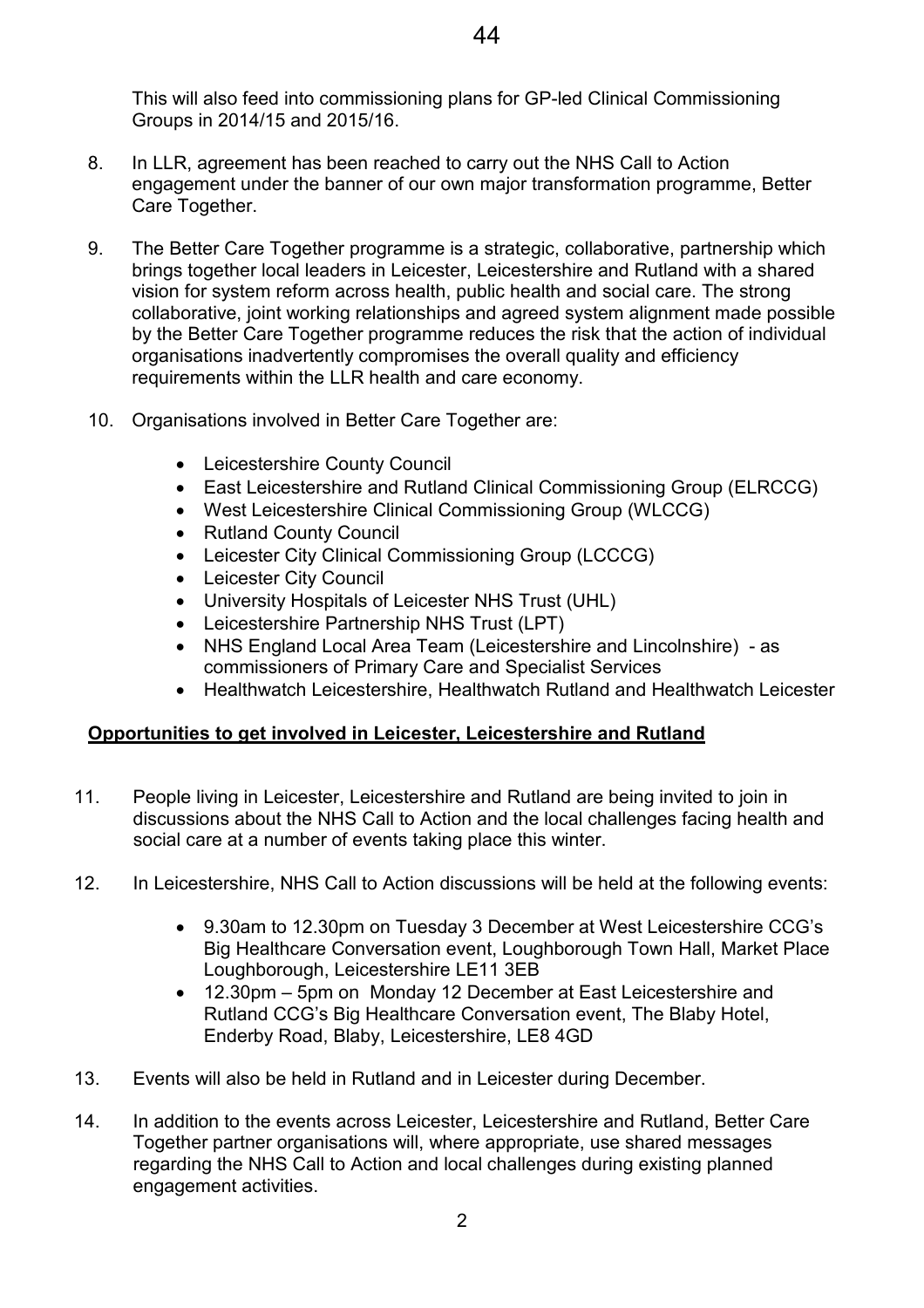This will also feed into commissioning plans for GP-led Clinical Commissioning Groups in 2014/15 and 2015/16.

8. In LLR, agreement has been reached to carry out the NHS Call to Action engagement under the banner of our own major transformation programme, Better Care Together.

9. The Better Care Together programme is a strategic, collaborative, partnership which brings together local leaders in Leicester, Leicestershire and Rutland with a shared vision for system reform across health, public health and social care. The strong collaborative, joint working relationships and agreed system alignment made possible by the Better Care Together programme reduces the risk that the action of individual organisations inadvertently compromises the overall quality and efficiency requirements within the LLR health and care economy.

10. Organisations involved in Better Care Together are:

    - Leicestershire County Council
    - East Leicestershire and Rutland Clinical Commissioning Group (ELRCCG)
    - West Leicestershire Clinical Commissioning Group (WLCCG)
    - Rutland County Council
    - Leicester City Clinical Commissioning Group (LCCCG)
    - Leicester City Council
    - University Hospitals of Leicester NHS Trust (UHL)
    - Leicestershire Partnership NHS Trust (LPT)
    - NHS England Local Area Team (Leicestershire and Lincolnshire) - as commissioners of Primary Care and Specialist Services
    - Healthwatch Leicestershire, Healthwatch Rutland and Healthwatch Leicester

**Opportunities to get involved in Leicester, Leicestershire and Rutland**

11. People living in Leicester, Leicestershire and Rutland are being invited to join in discussions about the NHS Call to Action and the local challenges facing health and social care at a number of events taking place this winter.

12. In Leicestershire, NHS Call to Action discussions will be held at the following events:

    - 9.30am to 12.30pm on Tuesday 3 December at West Leicestershire CCG's Big Healthcare Conversation event, Loughborough Town Hall, Market Place Loughborough, Leicestershire LE11 3EB
    - 12.30pm – 5pm on Monday 12 December at East Leicestershire and Rutland CCG's Big Healthcare Conversation event, The Blaby Hotel, Enderby Road, Blaby, Leicestershire, LE8 4GD

13. Events will also be held in Rutland and in Leicester during December.

14. In addition to the events across Leicester, Leicestershire and Rutland, Better Care Together partner organisations will, where appropriate, use shared messages regarding the NHS Call to Action and local challenges during existing planned engagement activities.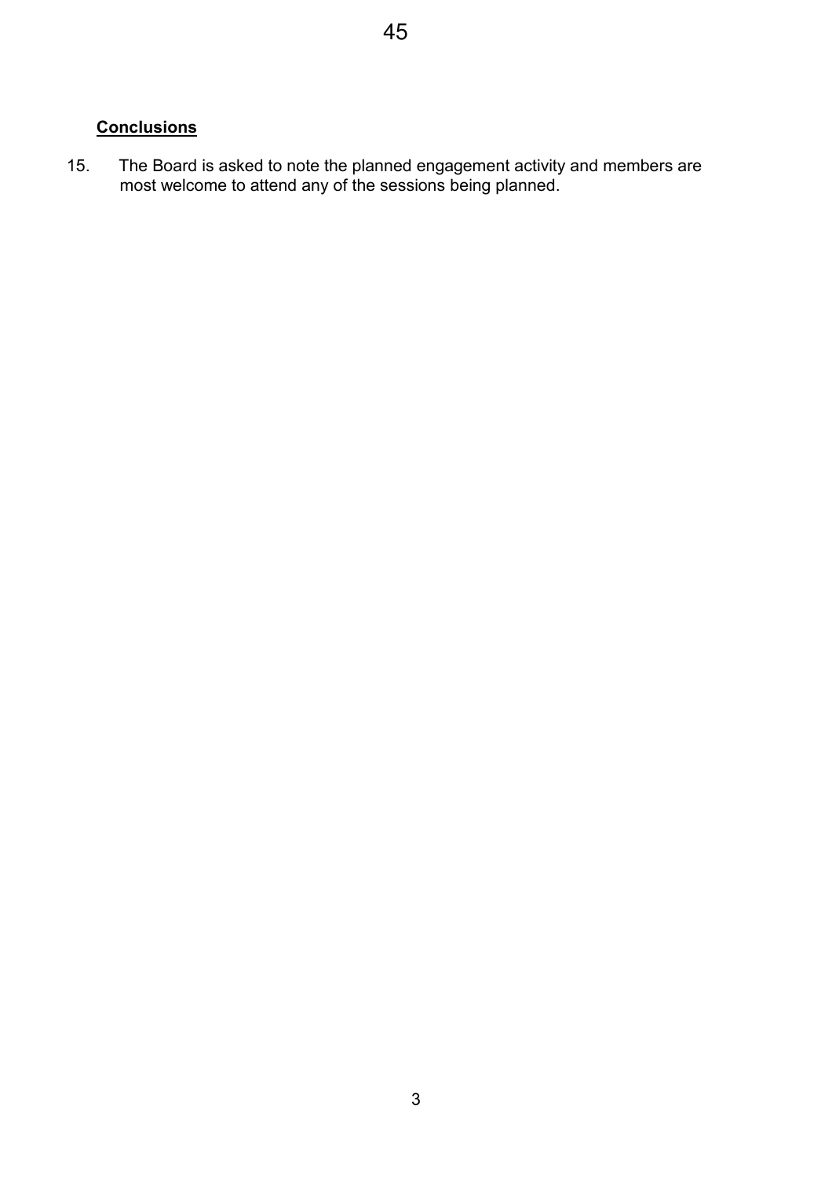## Conclusions

15. The Board is asked to note the planned engagement activity and members are most welcome to attend any of the sessions being planned.